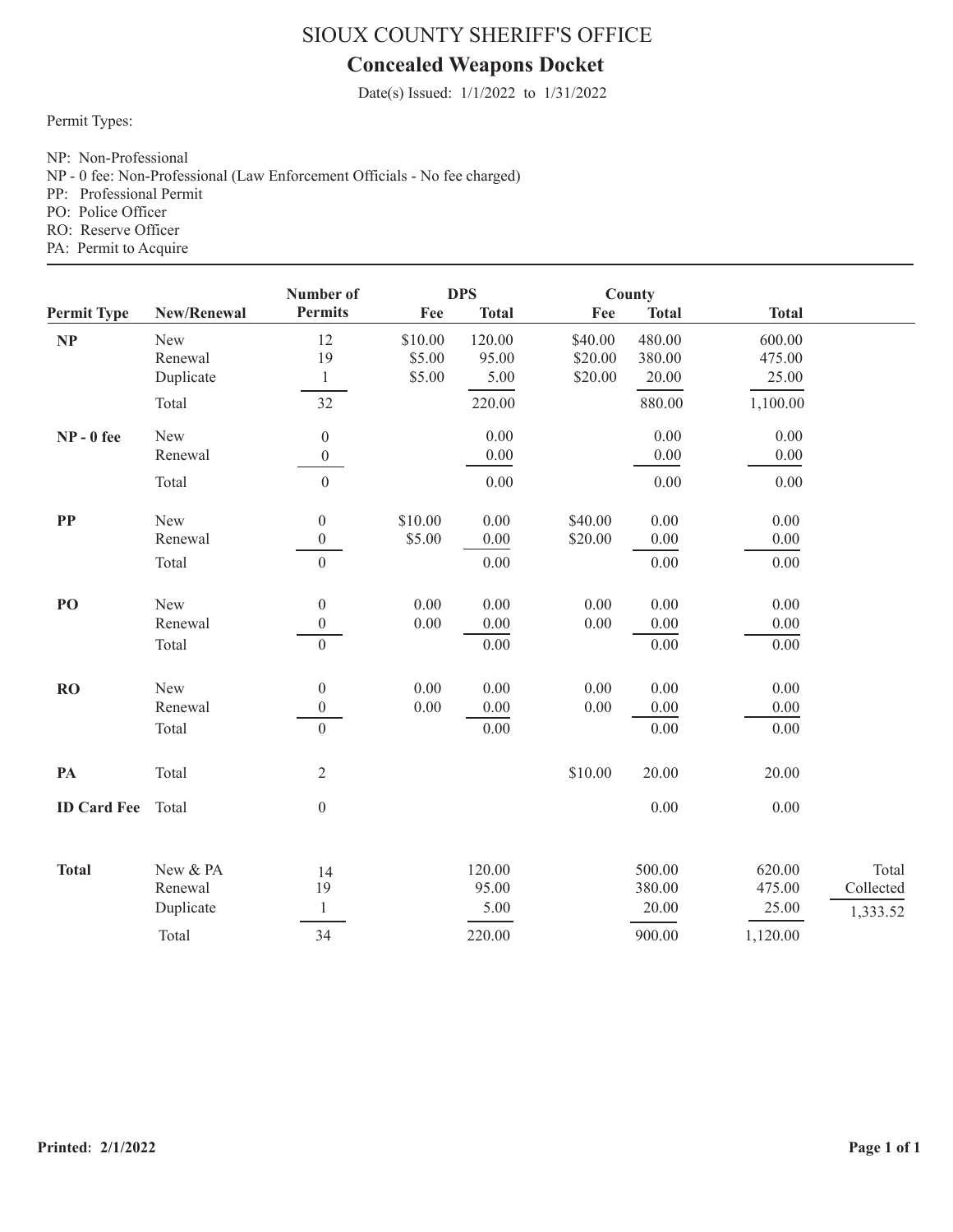# SIOUX COUNTY SHERIFF'S OFFICE

## Concealed Weapons Docket

Date(s) Issued: 1/1/2022 to 1/31/2022

Permit Types:

NP: Non-Professional
NP - 0 fee: Non-Professional (Law Enforcement Officials - No fee charged)
PP: Professional Permit
PO: Police Officer
RO: Reserve Officer
PA: Permit to Acquire

| Permit Type | New/Renewal | Number of Permits | DPS Fee | DPS Total | County Fee | County Total | Total | |
|---|---|---|---|---|---|---|---|---|
| **NP** | New | 12 | $10.00 | 120.00 | $40.00 | 480.00 | 600.00 | |
| | Renewal | 19 | $5.00 | 95.00 | $20.00 | 380.00 | 475.00 | |
| | Duplicate | 1 | $5.00 | 5.00 | $20.00 | 20.00 | 25.00 | |
| | Total | 32 | | 220.00 | | 880.00 | 1,100.00 | |
| **NP - 0 fee** | New | 0 | | 0.00 | | 0.00 | 0.00 | |
| | Renewal | 0 | | 0.00 | | 0.00 | 0.00 | |
| | Total | 0 | | 0.00 | | 0.00 | 0.00 | |
| **PP** | New | 0 | $10.00 | 0.00 | $40.00 | 0.00 | 0.00 | |
| | Renewal | 0 | $5.00 | 0.00 | $20.00 | 0.00 | 0.00 | |
| | Total | 0 | | 0.00 | | 0.00 | 0.00 | |
| **PO** | New | 0 | 0.00 | 0.00 | 0.00 | 0.00 | 0.00 | |
| | Renewal | 0 | 0.00 | 0.00 | 0.00 | 0.00 | 0.00 | |
| | Total | 0 | | 0.00 | | 0.00 | 0.00 | |
| **RO** | New | 0 | 0.00 | 0.00 | 0.00 | 0.00 | 0.00 | |
| | Renewal | 0 | 0.00 | 0.00 | 0.00 | 0.00 | 0.00 | |
| | Total | 0 | | 0.00 | | 0.00 | 0.00 | |
| **PA** | Total | 2 | | | $10.00 | 20.00 | 20.00 | |
| **ID Card Fee** | Total | 0 | | | | 0.00 | 0.00 | |
| **Total** | New & PA | 14 | | 120.00 | | 500.00 | 620.00 | Total Collected |
| | Renewal | 19 | | 95.00 | | 380.00 | 475.00 | 1,333.52 |
| | Duplicate | 1 | | 5.00 | | 20.00 | 25.00 | |
| | Total | 34 | | 220.00 | | 900.00 | 1,120.00 | |

**Printed: 2/1/2022**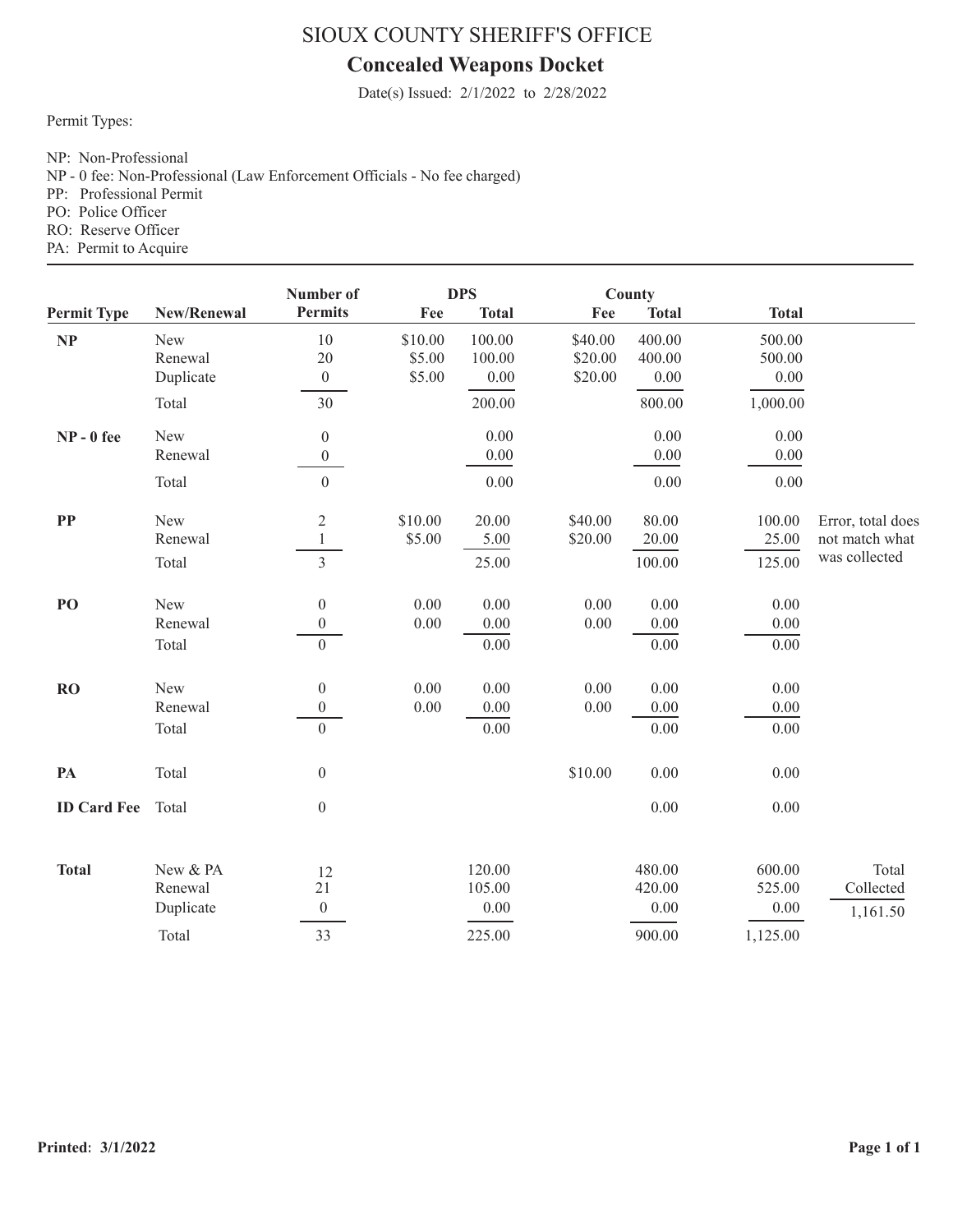# SIOUX COUNTY SHERIFF'S OFFICE

## Concealed Weapons Docket

Date(s) Issued: 2/1/2022 to 2/28/2022

Permit Types:

NP: Non-Professional
NP - 0 fee: Non-Professional (Law Enforcement Officials - No fee charged)
PP: Professional Permit
PO: Police Officer
RO: Reserve Officer
PA: Permit to Acquire

| Permit Type | New/Renewal | Number of Permits | DPS Fee | DPS Total | County Fee | County Total | Total | |
|---|---|---|---|---|---|---|---|---|
| **NP** | New | 10 | $10.00 | 100.00 | $40.00 | 400.00 | 500.00 | |
| | Renewal | 20 | $5.00 | 100.00 | $20.00 | 400.00 | 500.00 | |
| | Duplicate | 0 | $5.00 | 0.00 | $20.00 | 0.00 | 0.00 | |
| | Total | 30 | | 200.00 | | 800.00 | 1,000.00 | |
| **NP - 0 fee** | New | 0 | | 0.00 | | 0.00 | 0.00 | |
| | Renewal | 0 | | 0.00 | | 0.00 | 0.00 | |
| | Total | 0 | | 0.00 | | 0.00 | 0.00 | |
| **PP** | New | 2 | $10.00 | 20.00 | $40.00 | 80.00 | 100.00 | Error, total does not match what was collected |
| | Renewal | 1 | $5.00 | 5.00 | $20.00 | 20.00 | 25.00 | |
| | Total | 3 | | 25.00 | | 100.00 | 125.00 | |
| **PO** | New | 0 | 0.00 | 0.00 | 0.00 | 0.00 | 0.00 | |
| | Renewal | 0 | 0.00 | 0.00 | 0.00 | 0.00 | 0.00 | |
| | Total | 0 | | 0.00 | | 0.00 | 0.00 | |
| **RO** | New | 0 | 0.00 | 0.00 | 0.00 | 0.00 | 0.00 | |
| | Renewal | 0 | 0.00 | 0.00 | 0.00 | 0.00 | 0.00 | |
| | Total | 0 | | 0.00 | | 0.00 | 0.00 | |
| **PA** | Total | 0 | | | $10.00 | 0.00 | 0.00 | |
| **ID Card Fee** | Total | 0 | | | | 0.00 | 0.00 | |
| **Total** | New & PA | 12 | | 120.00 | | 480.00 | 600.00 | Total Collected |
| | Renewal | 21 | | 105.00 | | 420.00 | 525.00 | 1,161.50 |
| | Duplicate | 0 | | 0.00 | | 0.00 | 0.00 | |
| | Total | 33 | | 225.00 | | 900.00 | 1,125.00 | |

**Printed: 3/1/2022**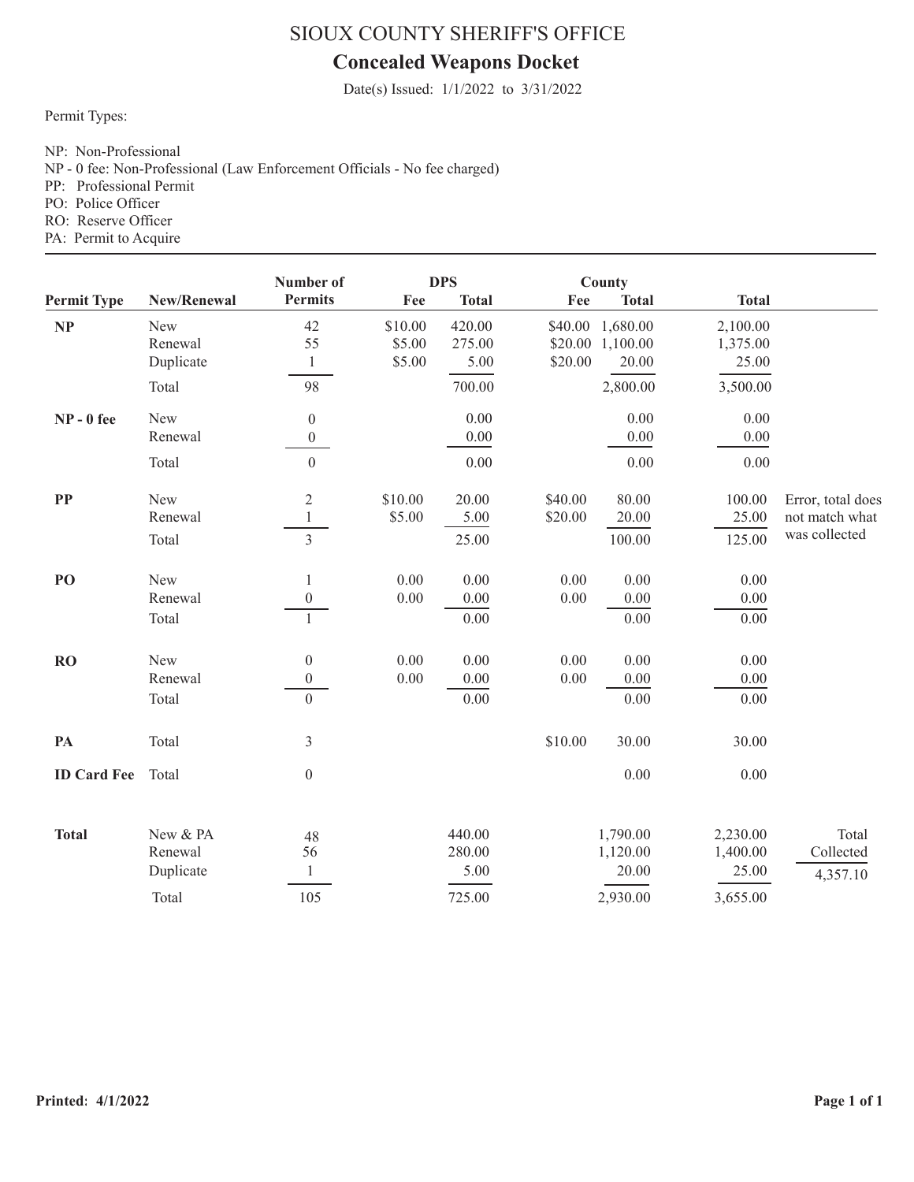# SIOUX COUNTY SHERIFF'S OFFICE

## Concealed Weapons Docket

Date(s) Issued: 1/1/2022 to 3/31/2022

Permit Types:

NP: Non-Professional
NP - 0 fee: Non-Professional (Law Enforcement Officials - No fee charged)
PP: Professional Permit
PO: Police Officer
RO: Reserve Officer
PA: Permit to Acquire

| Permit Type | New/Renewal | Number of Permits | DPS Fee | DPS Total | County Fee | County Total | Total | |
|---|---|---|---|---|---|---|---|---|
| **NP** | New | 42 | $10.00 | 420.00 | $40.00 | 1,680.00 | 2,100.00 | |
| | Renewal | 55 | $5.00 | 275.00 | $20.00 | 1,100.00 | 1,375.00 | |
| | Duplicate | 1 | $5.00 | 5.00 | $20.00 | 20.00 | 25.00 | |
| | Total | 98 | | 700.00 | | 2,800.00 | 3,500.00 | |
| **NP - 0 fee** | New | 0 | | 0.00 | | 0.00 | 0.00 | |
| | Renewal | 0 | | 0.00 | | 0.00 | 0.00 | |
| | Total | 0 | | 0.00 | | 0.00 | 0.00 | |
| **PP** | New | 2 | $10.00 | 20.00 | $40.00 | 80.00 | 100.00 | Error, total does not match what was collected |
| | Renewal | 1 | $5.00 | 5.00 | $20.00 | 20.00 | 25.00 | |
| | Total | 3 | | 25.00 | | 100.00 | 125.00 | |
| **PO** | New | 1 | 0.00 | 0.00 | 0.00 | 0.00 | 0.00 | |
| | Renewal | 0 | 0.00 | 0.00 | 0.00 | 0.00 | 0.00 | |
| | Total | 1 | | 0.00 | | 0.00 | 0.00 | |
| **RO** | New | 0 | 0.00 | 0.00 | 0.00 | 0.00 | 0.00 | |
| | Renewal | 0 | 0.00 | 0.00 | 0.00 | 0.00 | 0.00 | |
| | Total | 0 | | 0.00 | | 0.00 | 0.00 | |
| **PA** | Total | 3 | | | $10.00 | 30.00 | 30.00 | |
| **ID Card Fee** | Total | 0 | | | | 0.00 | 0.00 | |
| **Total** | New & PA | 48 | | 440.00 | | 1,790.00 | 2,230.00 | Total Collected |
| | Renewal | 56 | | 280.00 | | 1,120.00 | 1,400.00 | 4,357.10 |
| | Duplicate | 1 | | 5.00 | | 20.00 | 25.00 | |
| | Total | 105 | | 725.00 | | 2,930.00 | 3,655.00 | |

**Printed: 4/1/2022**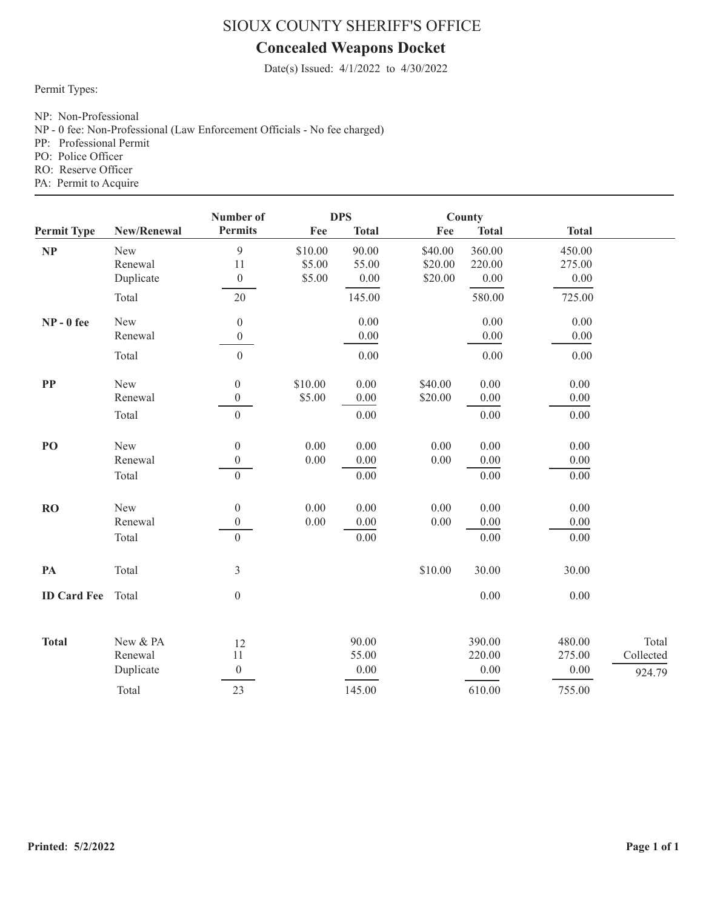# SIOUX COUNTY SHERIFF'S OFFICE

## Concealed Weapons Docket

Date(s) Issued: 4/1/2022 to 4/30/2022

Permit Types:

NP: Non-Professional
NP - 0 fee: Non-Professional (Law Enforcement Officials - No fee charged)
PP: Professional Permit
PO: Police Officer
RO: Reserve Officer
PA: Permit to Acquire

| Permit Type | New/Renewal | Number of Permits | DPS Fee | DPS Total | County Fee | County Total | Total | |
|---|---|---|---|---|---|---|---|---|
| **NP** | New | 9 | $10.00 | 90.00 | $40.00 | 360.00 | 450.00 | |
| | Renewal | 11 | $5.00 | 55.00 | $20.00 | 220.00 | 275.00 | |
| | Duplicate | 0 | $5.00 | 0.00 | $20.00 | 0.00 | 0.00 | |
| | Total | 20 | | 145.00 | | 580.00 | 725.00 | |
| **NP - 0 fee** | New | 0 | | 0.00 | | 0.00 | 0.00 | |
| | Renewal | 0 | | 0.00 | | 0.00 | 0.00 | |
| | Total | 0 | | 0.00 | | 0.00 | 0.00 | |
| **PP** | New | 0 | $10.00 | 0.00 | $40.00 | 0.00 | 0.00 | |
| | Renewal | 0 | $5.00 | 0.00 | $20.00 | 0.00 | 0.00 | |
| | Total | 0 | | 0.00 | | 0.00 | 0.00 | |
| **PO** | New | 0 | 0.00 | 0.00 | 0.00 | 0.00 | 0.00 | |
| | Renewal | 0 | 0.00 | 0.00 | 0.00 | 0.00 | 0.00 | |
| | Total | 0 | | 0.00 | | 0.00 | 0.00 | |
| **RO** | New | 0 | 0.00 | 0.00 | 0.00 | 0.00 | 0.00 | |
| | Renewal | 0 | 0.00 | 0.00 | 0.00 | 0.00 | 0.00 | |
| | Total | 0 | | 0.00 | | 0.00 | 0.00 | |
| **PA** | Total | 3 | | | $10.00 | 30.00 | 30.00 | |
| **ID Card Fee** | Total | 0 | | | | 0.00 | 0.00 | |
| **Total** | New & PA | 12 | | 90.00 | | 390.00 | 480.00 | Total Collected |
| | Renewal | 11 | | 55.00 | | 220.00 | 275.00 | 924.79 |
| | Duplicate | 0 | | 0.00 | | 0.00 | 0.00 | |
| | Total | 23 | | 145.00 | | 610.00 | 755.00 | |

**Printed: 5/2/2022**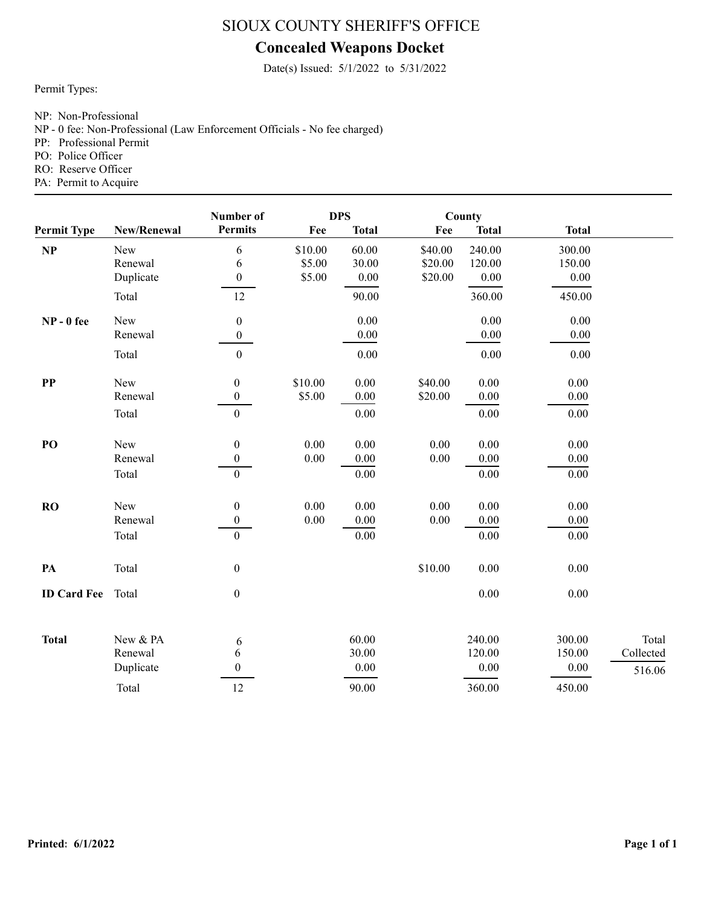# SIOUX COUNTY SHERIFF'S OFFICE

## Concealed Weapons Docket

Date(s) Issued: 5/1/2022 to 5/31/2022

Permit Types:

NP: Non-Professional
NP - 0 fee: Non-Professional (Law Enforcement Officials - No fee charged)
PP: Professional Permit
PO: Police Officer
RO: Reserve Officer
PA: Permit to Acquire

| Permit Type | New/Renewal | Number of Permits | DPS Fee | DPS Total | County Fee | County Total | Total | |
|---|---|---|---|---|---|---|---|---|
| **NP** | New | 6 | $10.00 | 60.00 | $40.00 | 240.00 | 300.00 | |
| | Renewal | 6 | $5.00 | 30.00 | $20.00 | 120.00 | 150.00 | |
| | Duplicate | 0 | $5.00 | 0.00 | $20.00 | 0.00 | 0.00 | |
| | Total | 12 | | 90.00 | | 360.00 | 450.00 | |
| **NP - 0 fee** | New | 0 | | 0.00 | | 0.00 | 0.00 | |
| | Renewal | 0 | | 0.00 | | 0.00 | 0.00 | |
| | Total | 0 | | 0.00 | | 0.00 | 0.00 | |
| **PP** | New | 0 | $10.00 | 0.00 | $40.00 | 0.00 | 0.00 | |
| | Renewal | 0 | $5.00 | 0.00 | $20.00 | 0.00 | 0.00 | |
| | Total | 0 | | 0.00 | | 0.00 | 0.00 | |
| **PO** | New | 0 | 0.00 | 0.00 | 0.00 | 0.00 | 0.00 | |
| | Renewal | 0 | 0.00 | 0.00 | 0.00 | 0.00 | 0.00 | |
| | Total | 0 | | 0.00 | | 0.00 | 0.00 | |
| **RO** | New | 0 | 0.00 | 0.00 | 0.00 | 0.00 | 0.00 | |
| | Renewal | 0 | 0.00 | 0.00 | 0.00 | 0.00 | 0.00 | |
| | Total | 0 | | 0.00 | | 0.00 | 0.00 | |
| **PA** | Total | 0 | | | $10.00 | 0.00 | 0.00 | |
| **ID Card Fee** | Total | 0 | | | | 0.00 | 0.00 | |
| **Total** | New & PA | 6 | | 60.00 | | 240.00 | 300.00 | Total |
| | Renewal | 6 | | 30.00 | | 120.00 | 150.00 | Collected |
| | Duplicate | 0 | | 0.00 | | 0.00 | 0.00 | 516.06 |
| | Total | 12 | | 90.00 | | 360.00 | 450.00 | |

**Printed: 6/1/2022**